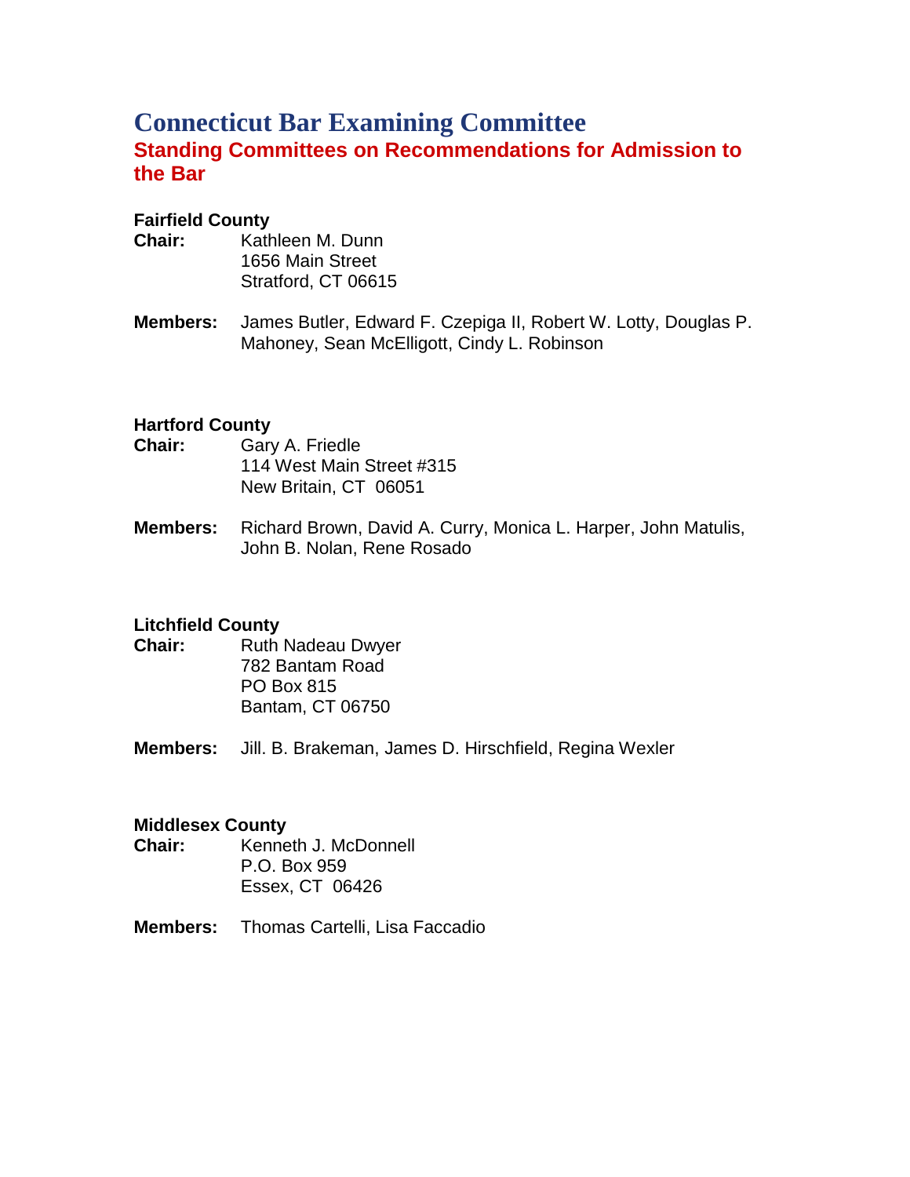# Connecticut Bar Examining Committee

## Standing Committees on Recommendations for Admission to the Bar

### Fairfield County

**Chair:** Kathleen M. Dunn
1656 Main Street
Stratford, CT 06615

**Members:** James Butler, Edward F. Czepiga II, Robert W. Lotty, Douglas P. Mahoney, Sean McElligott, Cindy L. Robinson

### Hartford County

**Chair:** Gary A. Friedle
114 West Main Street #315
New Britain, CT 06051

**Members:** Richard Brown, David A. Curry, Monica L. Harper, John Matulis, John B. Nolan, Rene Rosado

### Litchfield County

**Chair:** Ruth Nadeau Dwyer
782 Bantam Road
PO Box 815
Bantam, CT 06750

**Members:** Jill. B. Brakeman, James D. Hirschfield, Regina Wexler

### Middlesex County

**Chair:** Kenneth J. McDonnell
P.O. Box 959
Essex, CT 06426

**Members:** Thomas Cartelli, Lisa Faccadio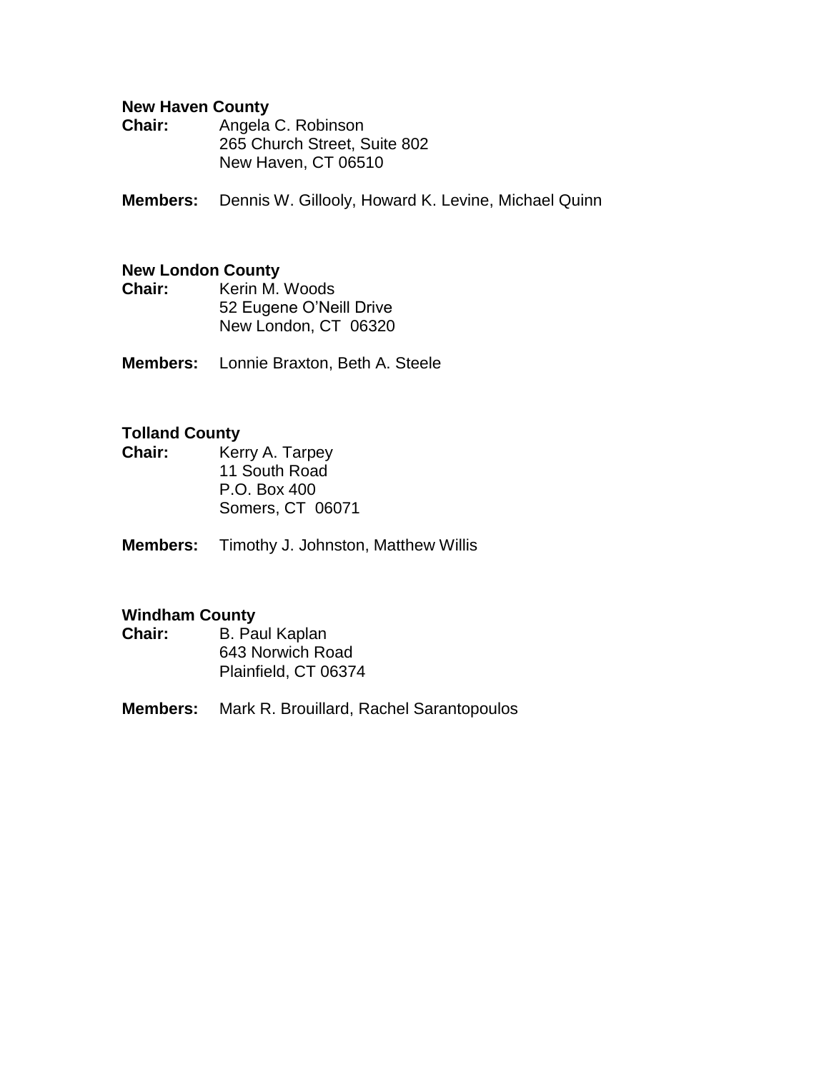**New Haven County**

**Chair:** Angela C. Robinson
265 Church Street, Suite 802
New Haven, CT 06510

**Members:** Dennis W. Gillooly, Howard K. Levine, Michael Quinn

**New London County**

**Chair:** Kerin M. Woods
52 Eugene O'Neill Drive
New London, CT 06320

**Members:** Lonnie Braxton, Beth A. Steele

**Tolland County**

**Chair:** Kerry A. Tarpey
11 South Road
P.O. Box 400
Somers, CT 06071

**Members:** Timothy J. Johnston, Matthew Willis

**Windham County**

**Chair:** B. Paul Kaplan
643 Norwich Road
Plainfield, CT 06374

**Members:** Mark R. Brouillard, Rachel Sarantopoulos